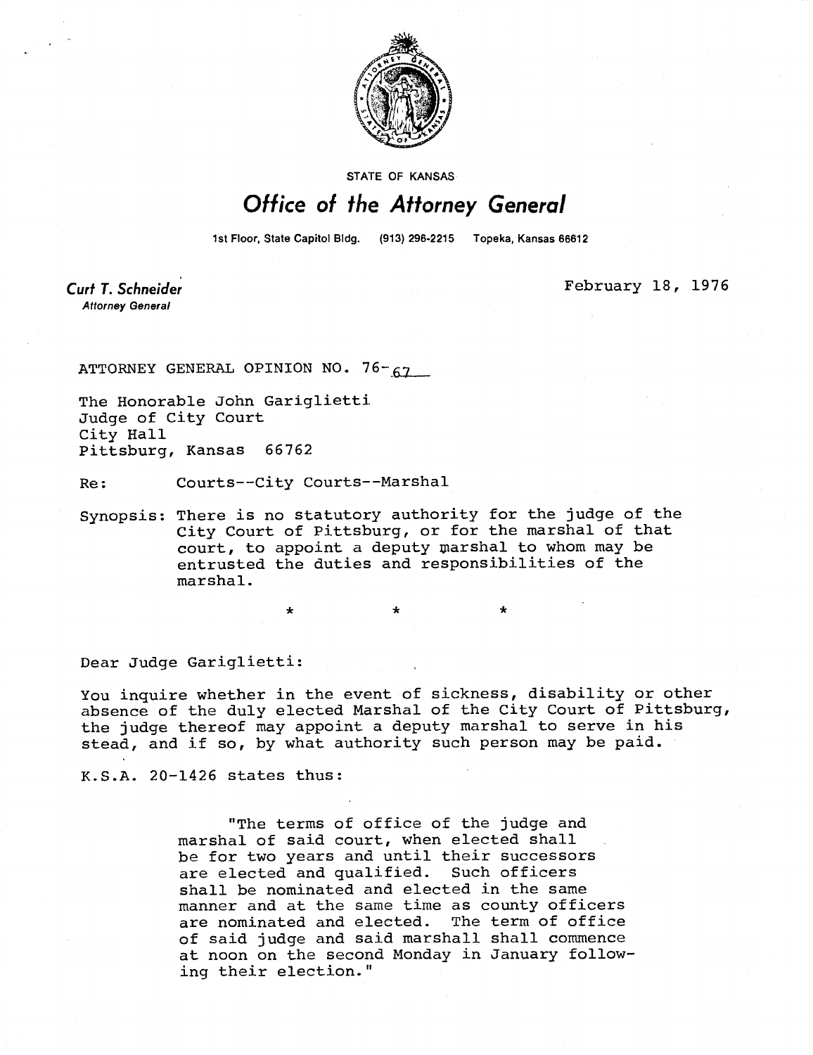STATE OF KANSAS

# Office of the Attorney General

1st Floor, State Capitol Bldg. (913) 296-2215 Topeka, Kansas 66612

**Curt T. Schneider**
*Attorney General*

February 18, 1976

ATTORNEY GENERAL OPINION NO. 76-67

The Honorable John Gariglietti
Judge of City Court
City Hall
Pittsburg, Kansas 66762

Re: Courts--City Courts--Marshal

Synopsis: There is no statutory authority for the judge of the City Court of Pittsburg, or for the marshal of that court, to appoint a deputy marshal to whom may be entrusted the duties and responsibilities of the marshal.

\* \* \*

Dear Judge Gariglietti:

You inquire whether in the event of sickness, disability or other absence of the duly elected Marshal of the City Court of Pittsburg, the judge thereof may appoint a deputy marshal to serve in his stead, and if so, by what authority such person may be paid.

K.S.A. 20-1426 states thus:

> "The terms of office of the judge and marshal of said court, when elected shall be for two years and until their successors are elected and qualified. Such officers shall be nominated and elected in the same manner and at the same time as county officers are nominated and elected. The term of office of said judge and said marshall shall commence at noon on the second Monday in January following their election."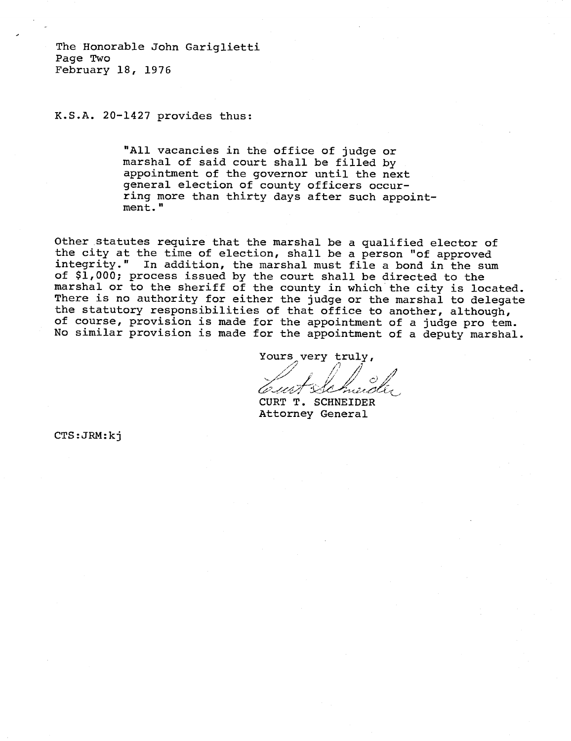The Honorable John Gariglietti
Page Two
February 18, 1976

K.S.A. 20-1427 provides thus:

> "All vacancies in the office of judge or marshal of said court shall be filled by appointment of the governor until the next general election of county officers occurring more than thirty days after such appointment."

Other statutes require that the marshal be a qualified elector of the city at the time of election, shall be a person "of approved integrity." In addition, the marshal must file a bond in the sum of $1,000; process issued by the court shall be directed to the marshal or to the sheriff of the county in which the city is located. There is no authority for either the judge or the marshal to delegate the statutory responsibilities of that office to another, although, of course, provision is made for the appointment of a judge pro tem. No similar provision is made for the appointment of a deputy marshal.

Yours very truly,

Curt Schneider

CURT T. SCHNEIDER
Attorney General

CTS:JRM:kj